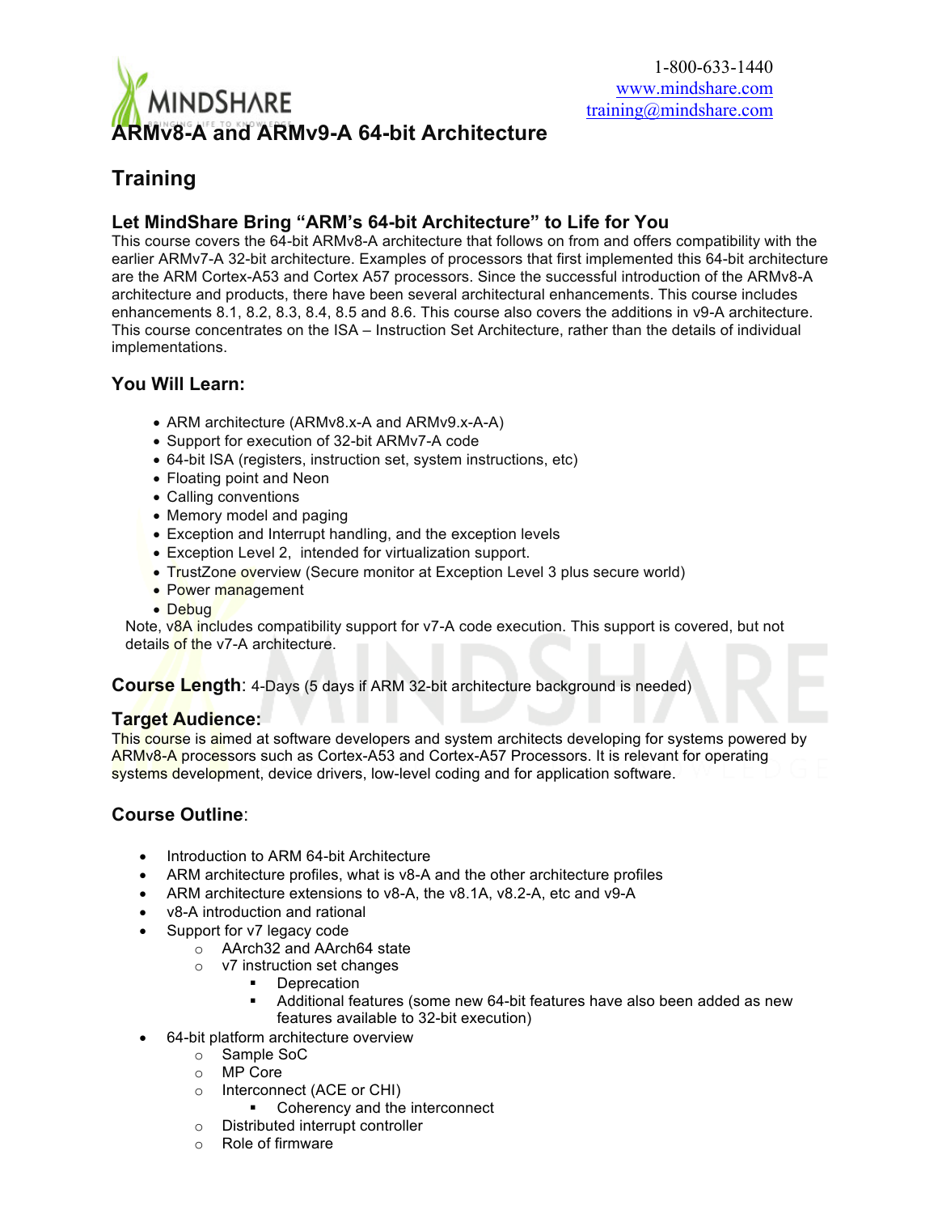1-800-633-1440
www.mindshare.com
training@mindshare.com

# ARMv8-A and ARMv9-A 64-bit Architecture

# Training

## Let MindShare Bring "ARM's 64-bit Architecture" to Life for You

This course covers the 64-bit ARMv8-A architecture that follows on from and offers compatibility with the earlier ARMv7-A 32-bit architecture. Examples of processors that first implemented this 64-bit architecture are the ARM Cortex-A53 and Cortex A57 processors. Since the successful introduction of the ARMv8-A architecture and products, there have been several architectural enhancements. This course includes enhancements 8.1, 8.2, 8.3, 8.4, 8.5 and 8.6. This course also covers the additions in v9-A architecture. This course concentrates on the ISA – Instruction Set Architecture, rather than the details of individual implementations.

## You Will Learn:

- ARM architecture (ARMv8.x-A and ARMv9.x-A-A)
- Support for execution of 32-bit ARMv7-A code
- 64-bit ISA (registers, instruction set, system instructions, etc)
- Floating point and Neon
- Calling conventions
- Memory model and paging
- Exception and Interrupt handling, and the exception levels
- Exception Level 2, intended for virtualization support.
- TrustZone overview (Secure monitor at Exception Level 3 plus secure world)
- Power management
- Debug

Note, v8A includes compatibility support for v7-A code execution. This support is covered, but not details of the v7-A architecture.

**Course Length**: 4-Days (5 days if ARM 32-bit architecture background is needed)

## Target Audience:

This course is aimed at software developers and system architects developing for systems powered by ARMv8-A processors such as Cortex-A53 and Cortex-A57 Processors. It is relevant for operating systems development, device drivers, low-level coding and for application software.

## Course Outline:

- Introduction to ARM 64-bit Architecture
- ARM architecture profiles, what is v8-A and the other architecture profiles
- ARM architecture extensions to v8-A, the v8.1A, v8.2-A, etc and v9-A
- v8-A introduction and rational
- Support for v7 legacy code
  - AArch32 and AArch64 state
  - v7 instruction set changes
    - Deprecation
    - Additional features (some new 64-bit features have also been added as new features available to 32-bit execution)
- 64-bit platform architecture overview
  - Sample SoC
  - MP Core
  - Interconnect (ACE or CHI)
    - Coherency and the interconnect
  - Distributed interrupt controller
  - Role of firmware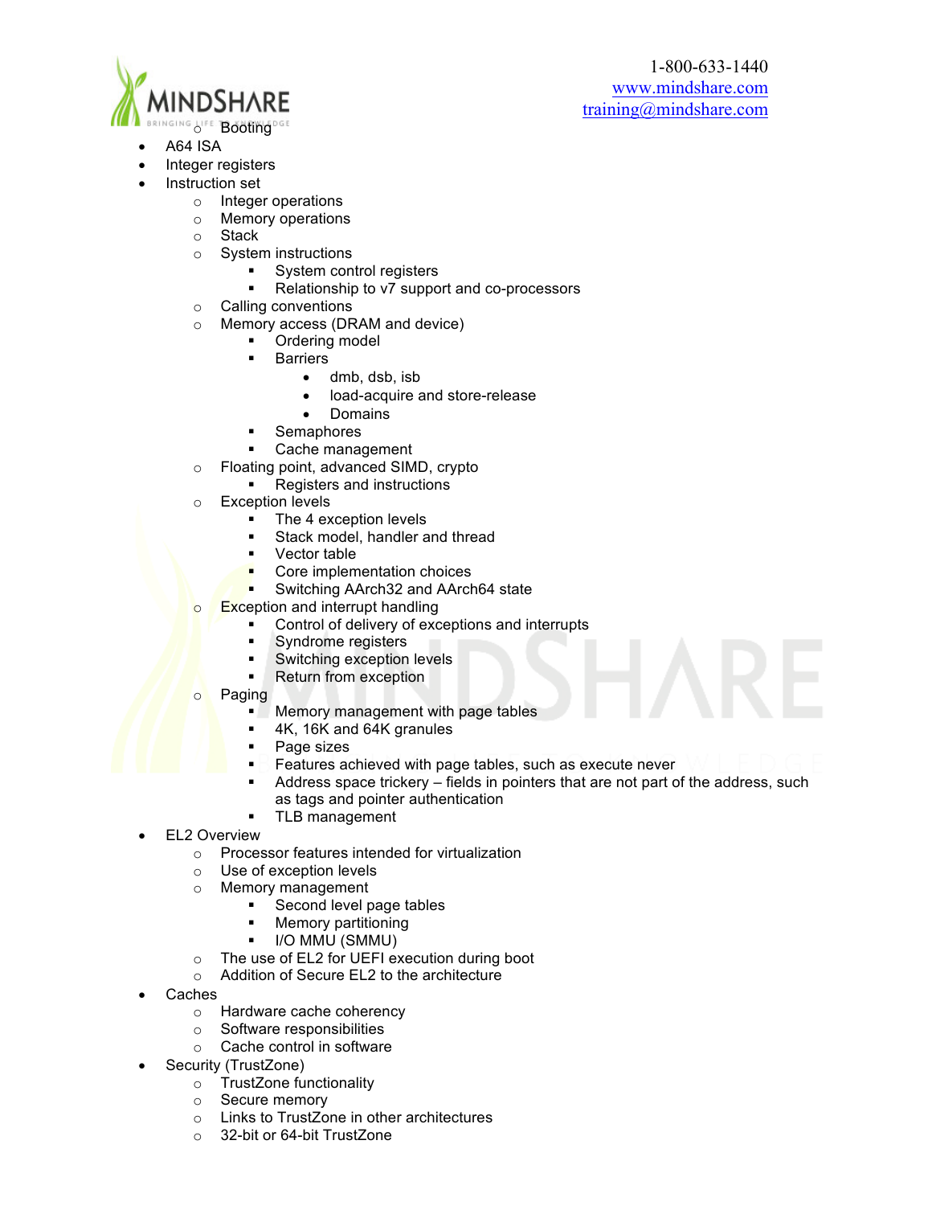- Booting

- A64 ISA
- Integer registers
- Instruction set
  - Integer operations
  - Memory operations
  - Stack
  - System instructions
    - System control registers
    - Relationship to v7 support and co-processors
  - Calling conventions
  - Memory access (DRAM and device)
    - Ordering model
    - Barriers
      - dmb, dsb, isb
      - load-acquire and store-release
      - Domains
    - Semaphores
    - Cache management
  - Floating point, advanced SIMD, crypto
    - Registers and instructions
  - Exception levels
    - The 4 exception levels
    - Stack model, handler and thread
    - Vector table
    - Core implementation choices
    - Switching AArch32 and AArch64 state
  - Exception and interrupt handling
    - Control of delivery of exceptions and interrupts
    - Syndrome registers
    - Switching exception levels
    - Return from exception
  - Paging
    - Memory management with page tables
    - 4K, 16K and 64K granules
    - Page sizes
    - Features achieved with page tables, such as execute never
    - Address space trickery – fields in pointers that are not part of the address, such as tags and pointer authentication
    - TLB management
- EL2 Overview
  - Processor features intended for virtualization
  - Use of exception levels
  - Memory management
    - Second level page tables
    - Memory partitioning
    - I/O MMU (SMMU)
  - The use of EL2 for UEFI execution during boot
  - Addition of Secure EL2 to the architecture
- Caches
  - Hardware cache coherency
  - Software responsibilities
  - Cache control in software
- Security (TrustZone)
  - TrustZone functionality
  - Secure memory
  - Links to TrustZone in other architectures
  - 32-bit or 64-bit TrustZone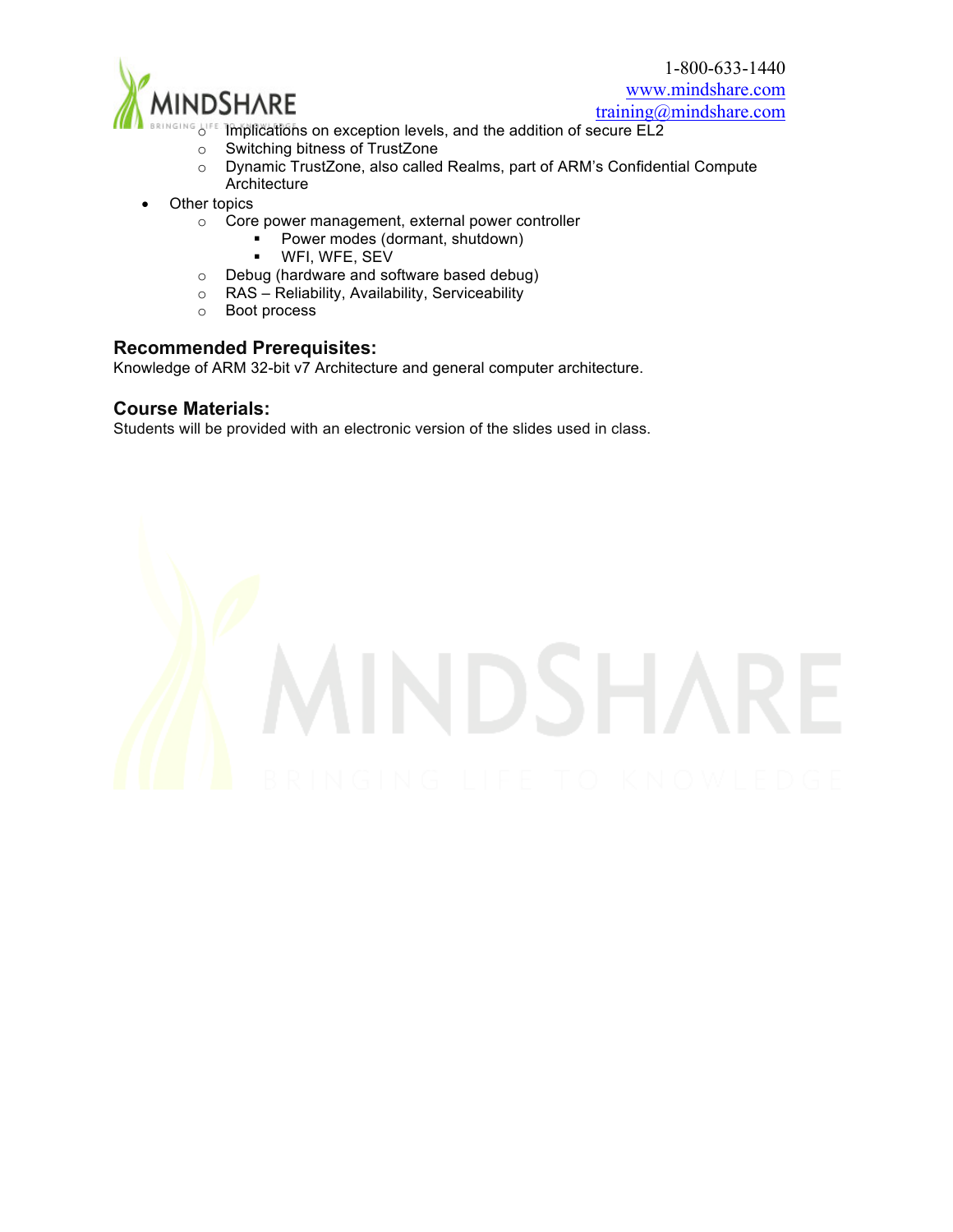- Implications on exception levels, and the addition of secure EL2
  - Switching bitness of TrustZone
  - Dynamic TrustZone, also called Realms, part of ARM's Confidential Compute Architecture
- Other topics
  - Core power management, external power controller
    - Power modes (dormant, shutdown)
    - WFI, WFE, SEV
  - Debug (hardware and software based debug)
  - RAS – Reliability, Availability, Serviceability
  - Boot process

### Recommended Prerequisites:

Knowledge of ARM 32-bit v7 Architecture and general computer architecture.

### Course Materials:

Students will be provided with an electronic version of the slides used in class.